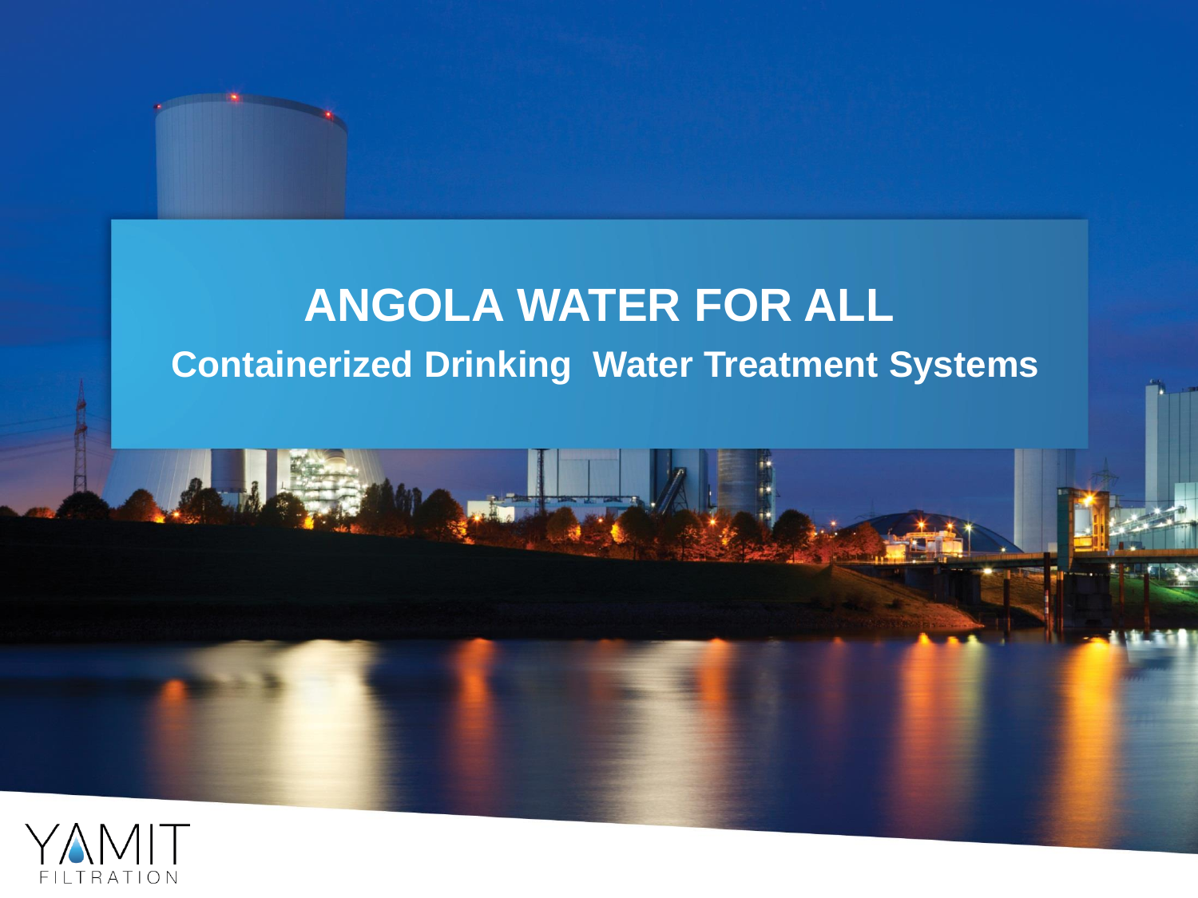# ANGOLA WATER FOR ALL

## Containerized Drinking Water Treatment Systems

YAMIT FILTRATION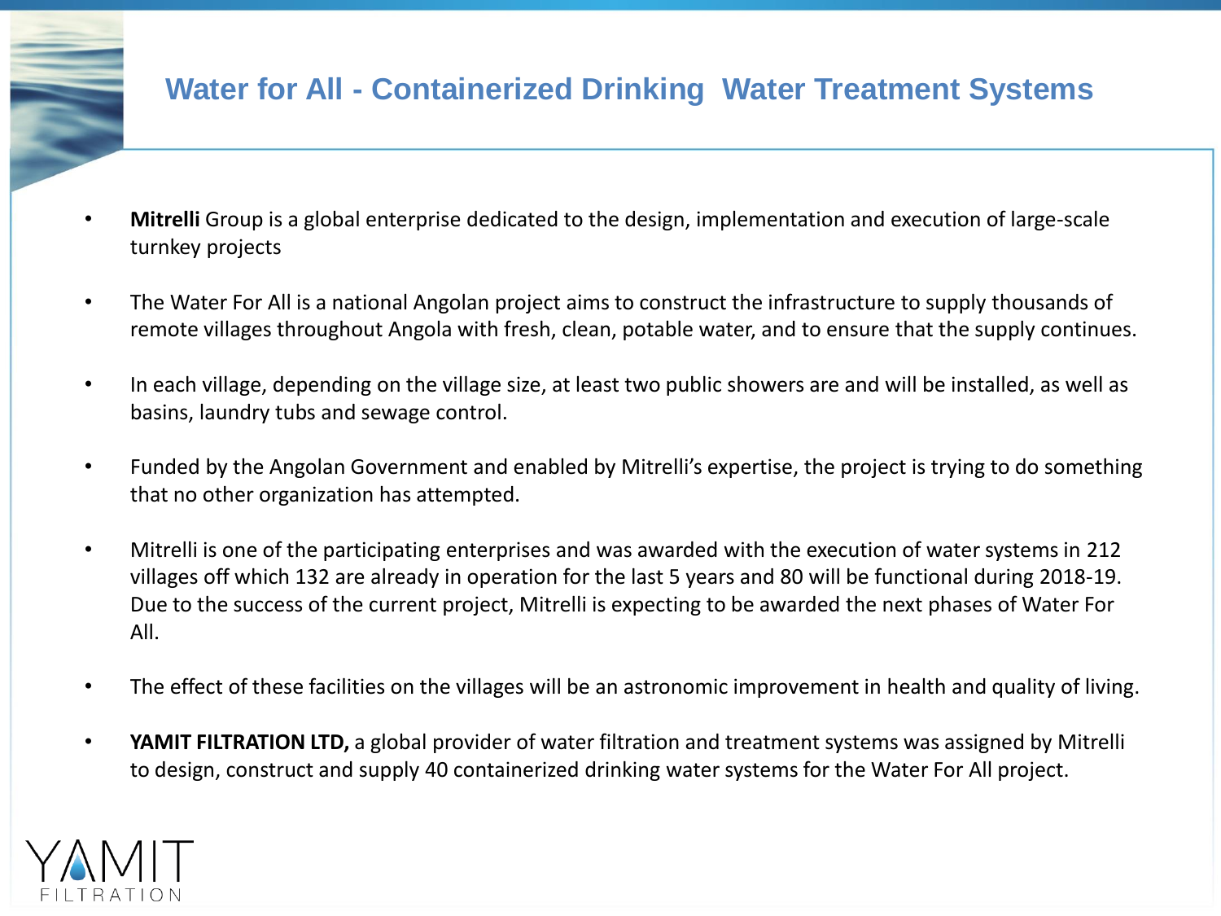# Water for All - Containerized Drinking Water Treatment Systems

- **Mitrelli** Group is a global enterprise dedicated to the design, implementation and execution of large-scale turnkey projects
- The Water For All is a national Angolan project aims to construct the infrastructure to supply thousands of remote villages throughout Angola with fresh, clean, potable water, and to ensure that the supply continues.
- In each village, depending on the village size, at least two public showers are and will be installed, as well as basins, laundry tubs and sewage control.
- Funded by the Angolan Government and enabled by Mitrelli's expertise, the project is trying to do something that no other organization has attempted.
- Mitrelli is one of the participating enterprises and was awarded with the execution of water systems in 212 villages off which 132 are already in operation for the last 5 years and 80 will be functional during 2018-19. Due to the success of the current project, Mitrelli is expecting to be awarded the next phases of Water For All.
- The effect of these facilities on the villages will be an astronomic improvement in health and quality of living.
- **YAMIT FILTRATION LTD,** a global provider of water filtration and treatment systems was assigned by Mitrelli to design, construct and supply 40 containerized drinking water systems for the Water For All project.

YAMIT FILTRATION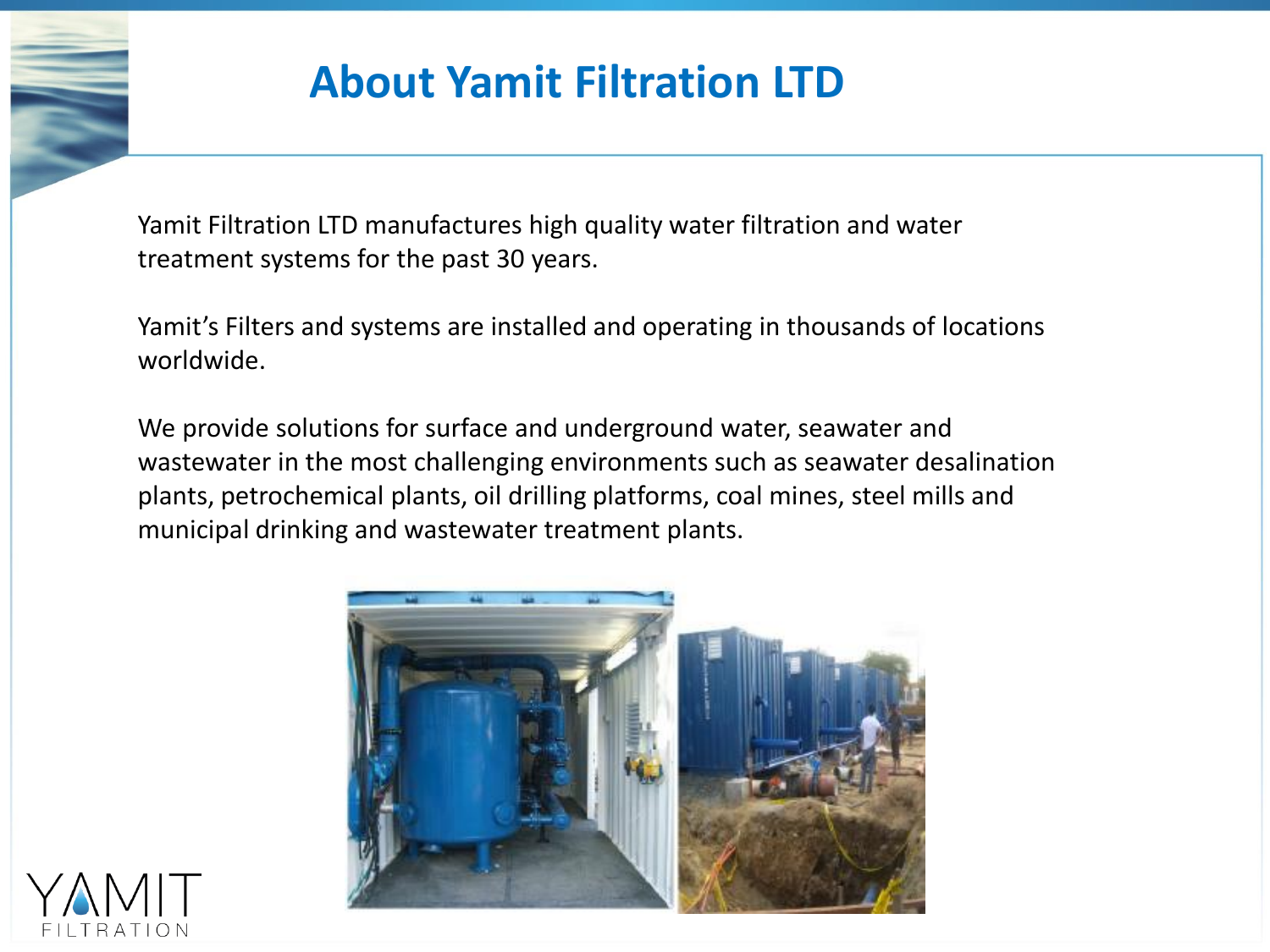# About Yamit Filtration LTD

Yamit Filtration LTD manufactures high quality water filtration and water treatment systems for the past 30 years.

Yamit's Filters and systems are installed and operating in thousands of locations worldwide.

We provide solutions for surface and underground water, seawater and wastewater in the most challenging environments such as seawater desalination plants, petrochemical plants, oil drilling platforms, coal mines, steel mills and municipal drinking and wastewater treatment plants.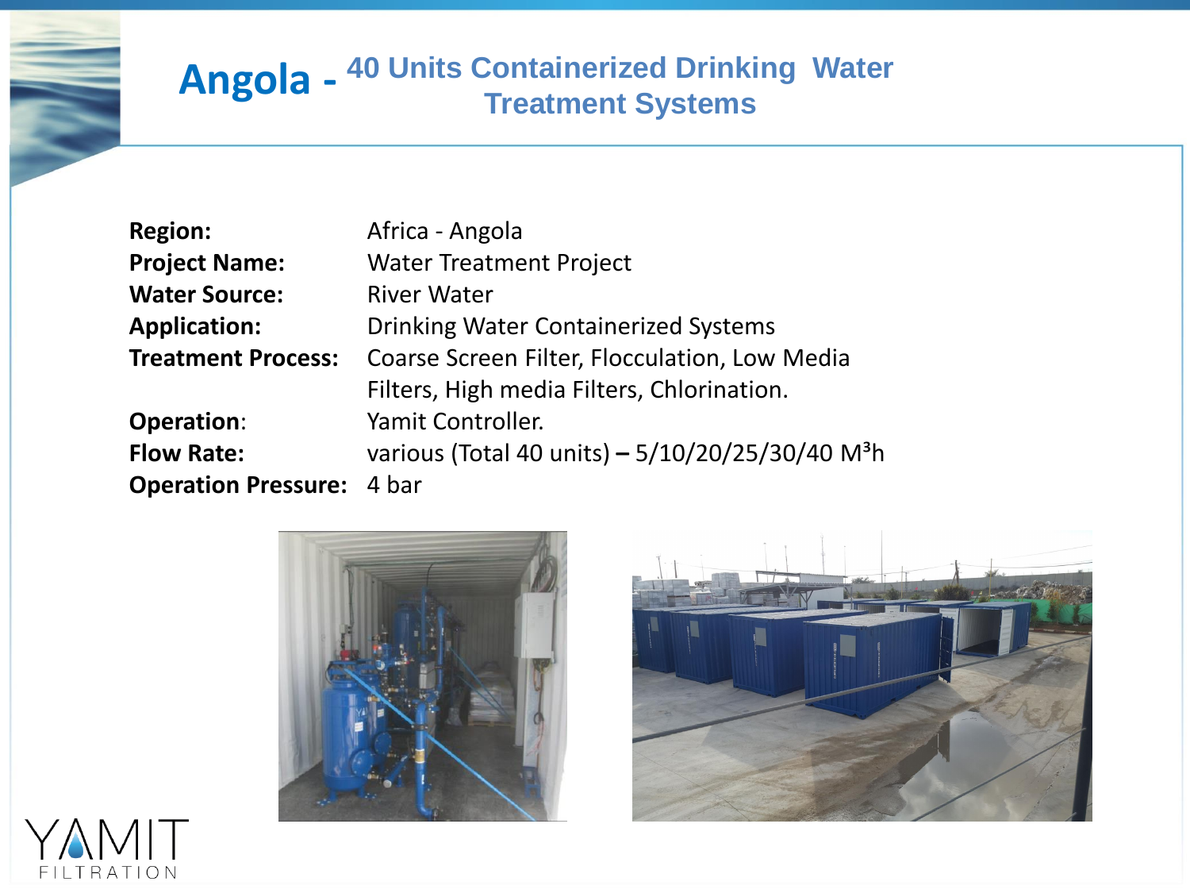# Angola - 40 Units Containerized Drinking Water Treatment Systems

**Region:** Africa - Angola

**Project Name:** Water Treatment Project

**Water Source:** River Water

**Application:** Drinking Water Containerized Systems

**Treatment Process:** Coarse Screen Filter, Flocculation, Low Media Filters, High media Filters, Chlorination.

**Operation**: Yamit Controller.

**Flow Rate:** various (Total 40 units) **–** 5/10/20/25/30/40 $M^3h$

**Operation Pressure:** 4 bar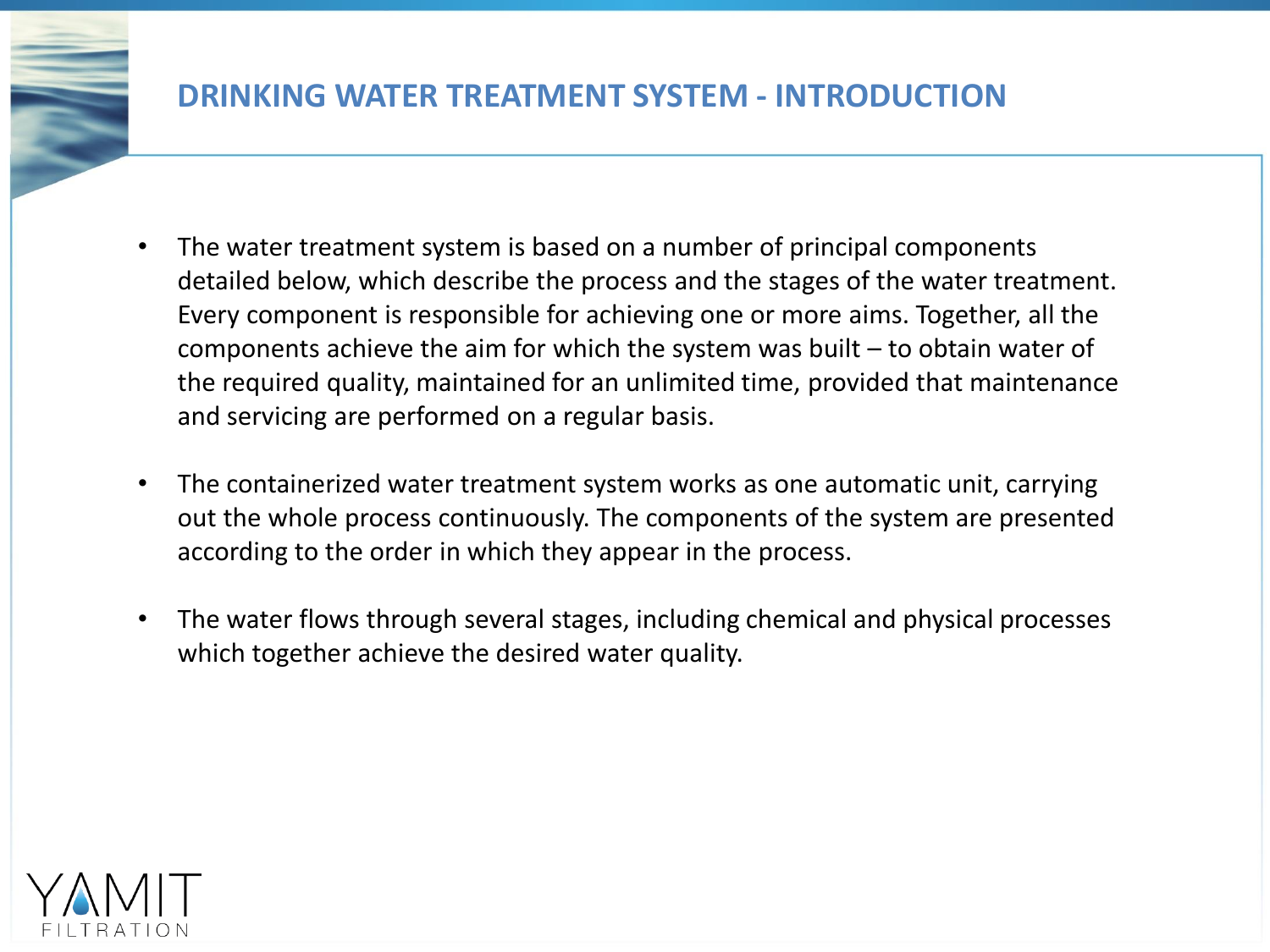# DRINKING WATER TREATMENT SYSTEM - INTRODUCTION

- The water treatment system is based on a number of principal components detailed below, which describe the process and the stages of the water treatment. Every component is responsible for achieving one or more aims. Together, all the components achieve the aim for which the system was built – to obtain water of the required quality, maintained for an unlimited time, provided that maintenance and servicing are performed on a regular basis.

- The containerized water treatment system works as one automatic unit, carrying out the whole process continuously. The components of the system are presented according to the order in which they appear in the process.

- The water flows through several stages, including chemical and physical processes which together achieve the desired water quality.

YAMIT FILTRATION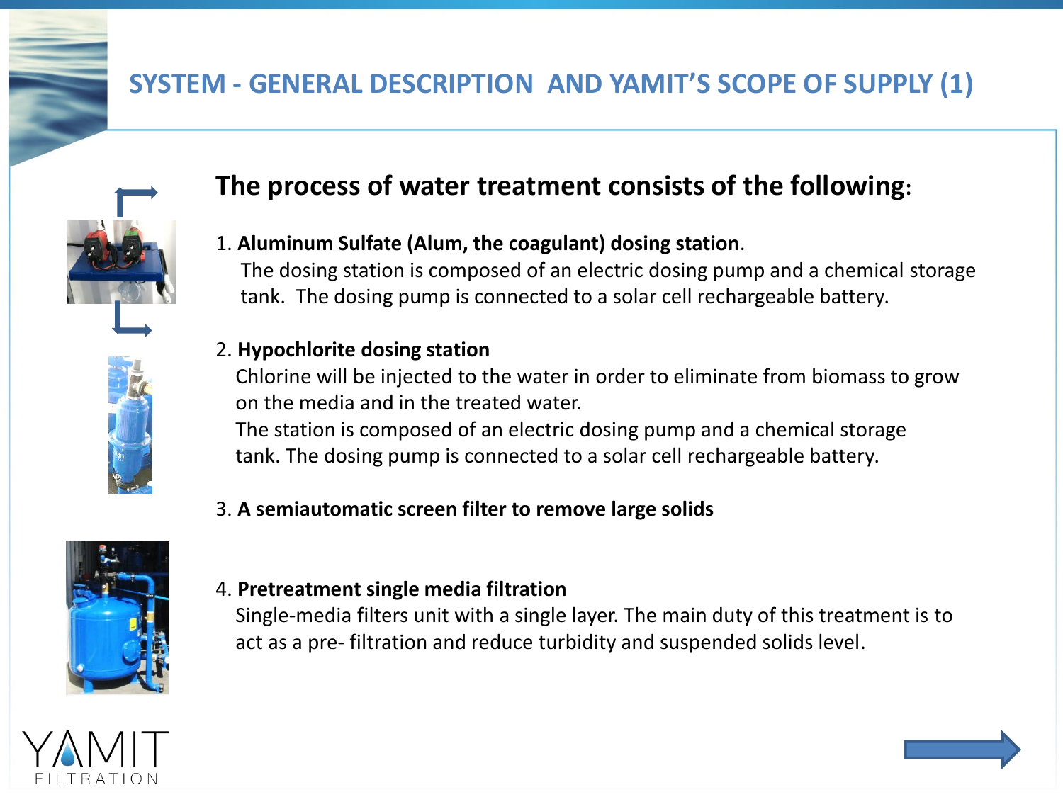# SYSTEM - GENERAL DESCRIPTION AND YAMIT'S SCOPE OF SUPPLY (1)

## The process of water treatment consists of the following:

1. **Aluminum Sulfate (Alum, the coagulant) dosing station**.
   The dosing station is composed of an electric dosing pump and a chemical storage tank. The dosing pump is connected to a solar cell rechargeable battery.

2. **Hypochlorite dosing station**
   Chlorine will be injected to the water in order to eliminate from biomass to grow on the media and in the treated water.
   The station is composed of an electric dosing pump and a chemical storage tank. The dosing pump is connected to a solar cell rechargeable battery.

3. **A semiautomatic screen filter to remove large solids**

4. **Pretreatment single media filtration**
   Single-media filters unit with a single layer. The main duty of this treatment is to act as a pre- filtration and reduce turbidity and suspended solids level.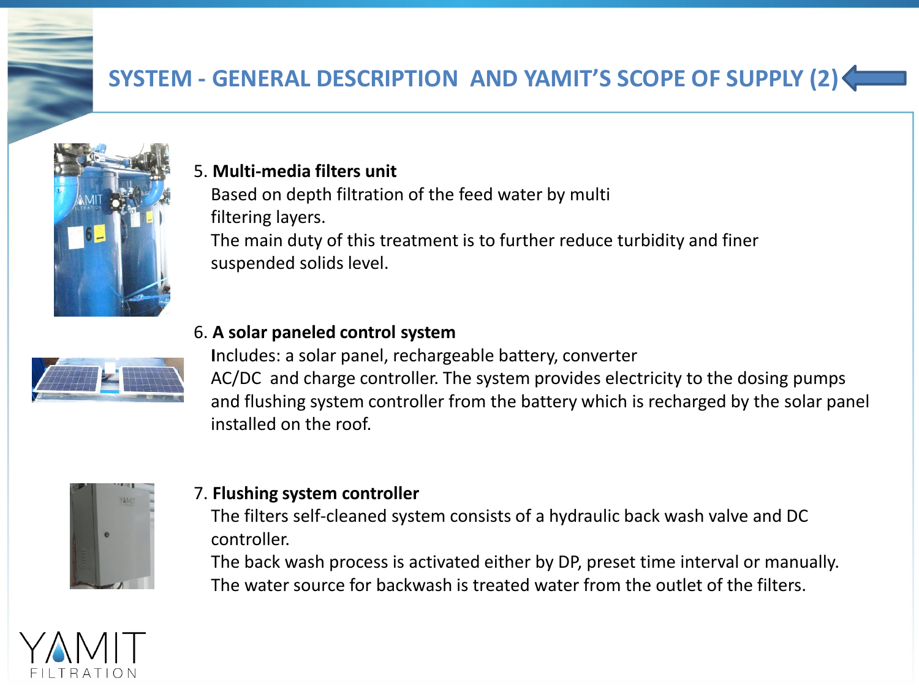## SYSTEM - GENERAL DESCRIPTION AND YAMIT'S SCOPE OF SUPPLY (2)

5. **Multi-media filters unit**
   Based on depth filtration of the feed water by multi filtering layers.
   The main duty of this treatment is to further reduce turbidity and finer suspended solids level.

6. **A solar paneled control system**
   **I**ncludes: a solar panel, rechargeable battery, converter AC/DC and charge controller. The system provides electricity to the dosing pumps and flushing system controller from the battery which is recharged by the solar panel installed on the roof.

7. **Flushing system controller**
   The filters self-cleaned system consists of a hydraulic back wash valve and DC controller.
   The back wash process is activated either by DP, preset time interval or manually.
   The water source for backwash is treated water from the outlet of the filters.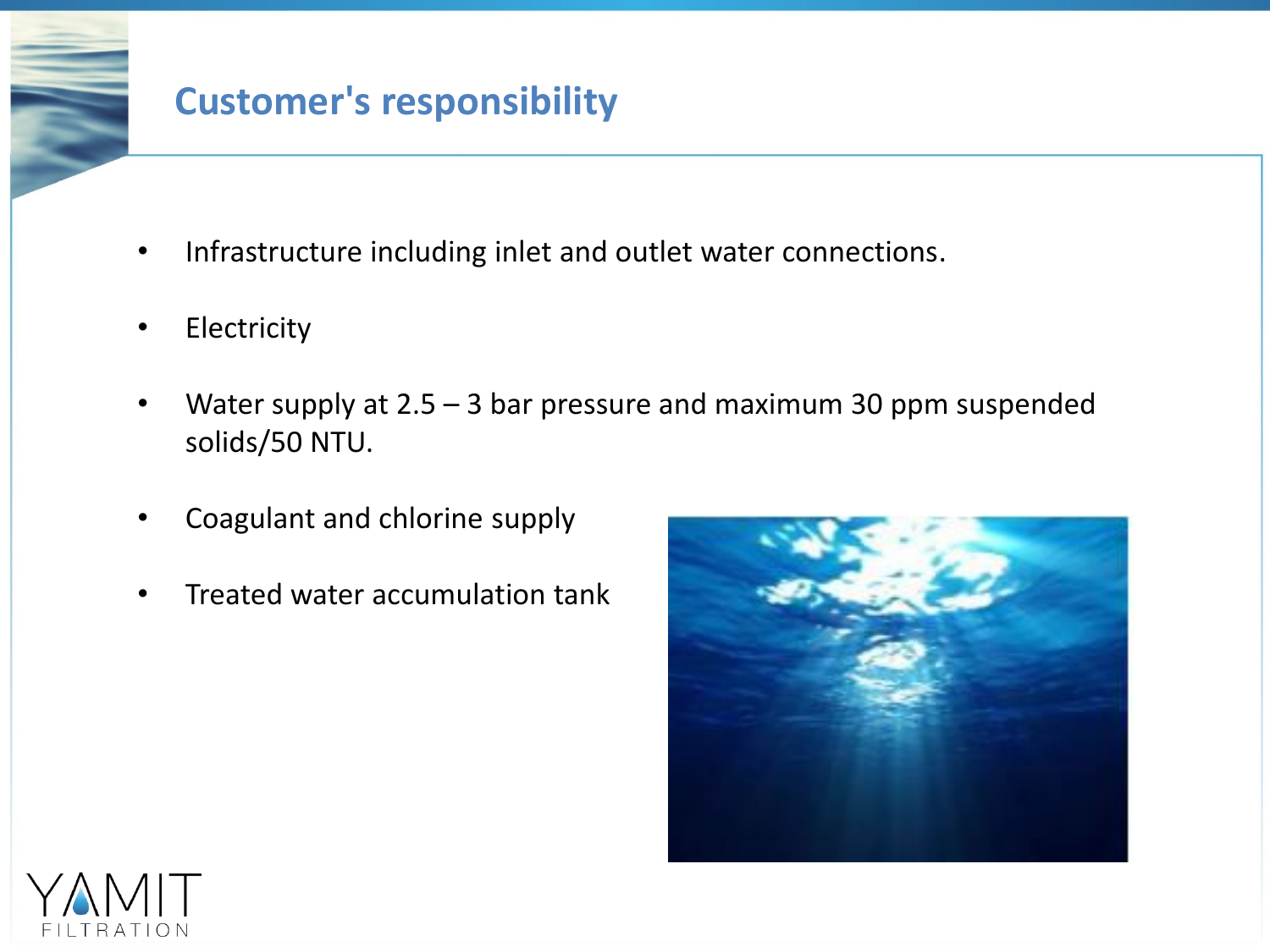# Customer's responsibility

- Infrastructure including inlet and outlet water connections.
- Electricity
- Water supply at 2.5 – 3 bar pressure and maximum 30 ppm suspended solids/50 NTU.
- Coagulant and chlorine supply
- Treated water accumulation tank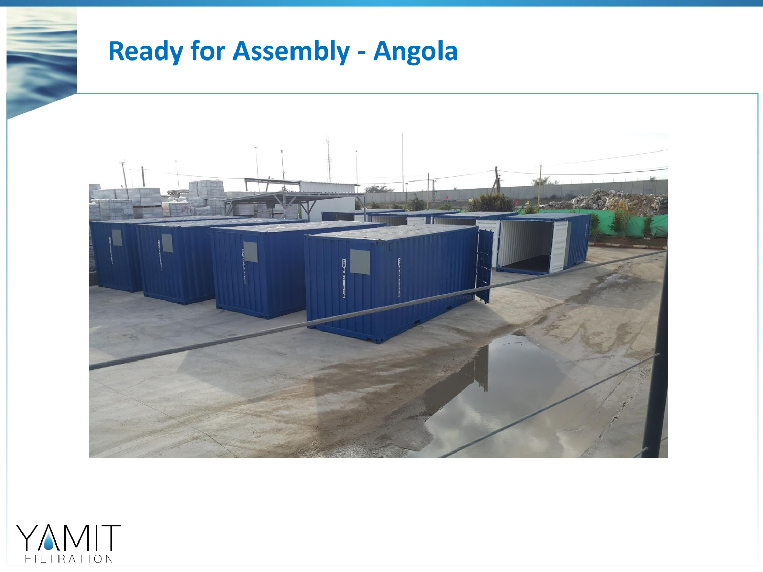# Ready for Assembly - Angola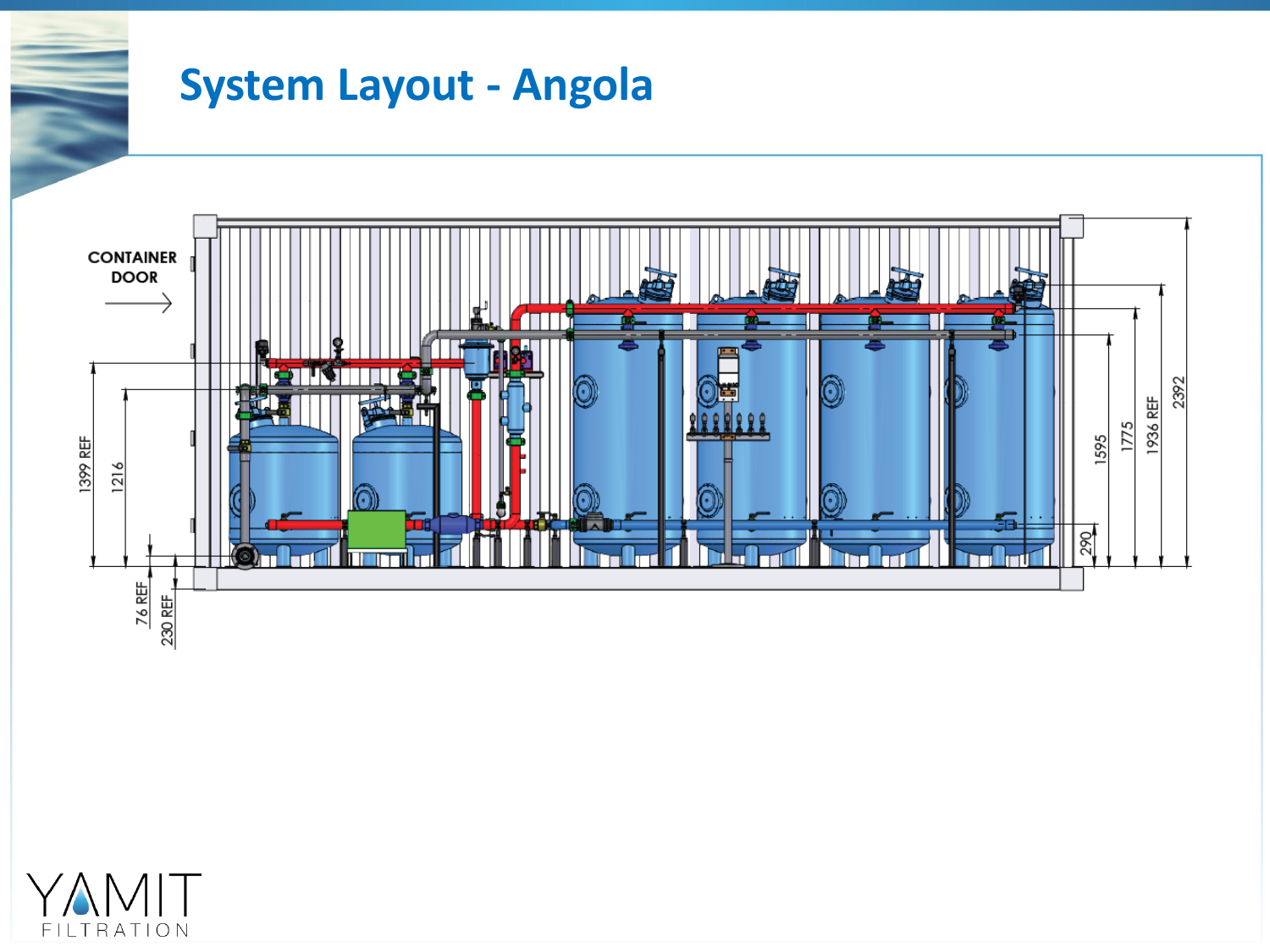# System Layout - Angola

CONTAINER DOOR

1399 REF

1216

76 REF

230 REF

290

1595

1775

1936 REF

2392

YAMIT FILTRATION